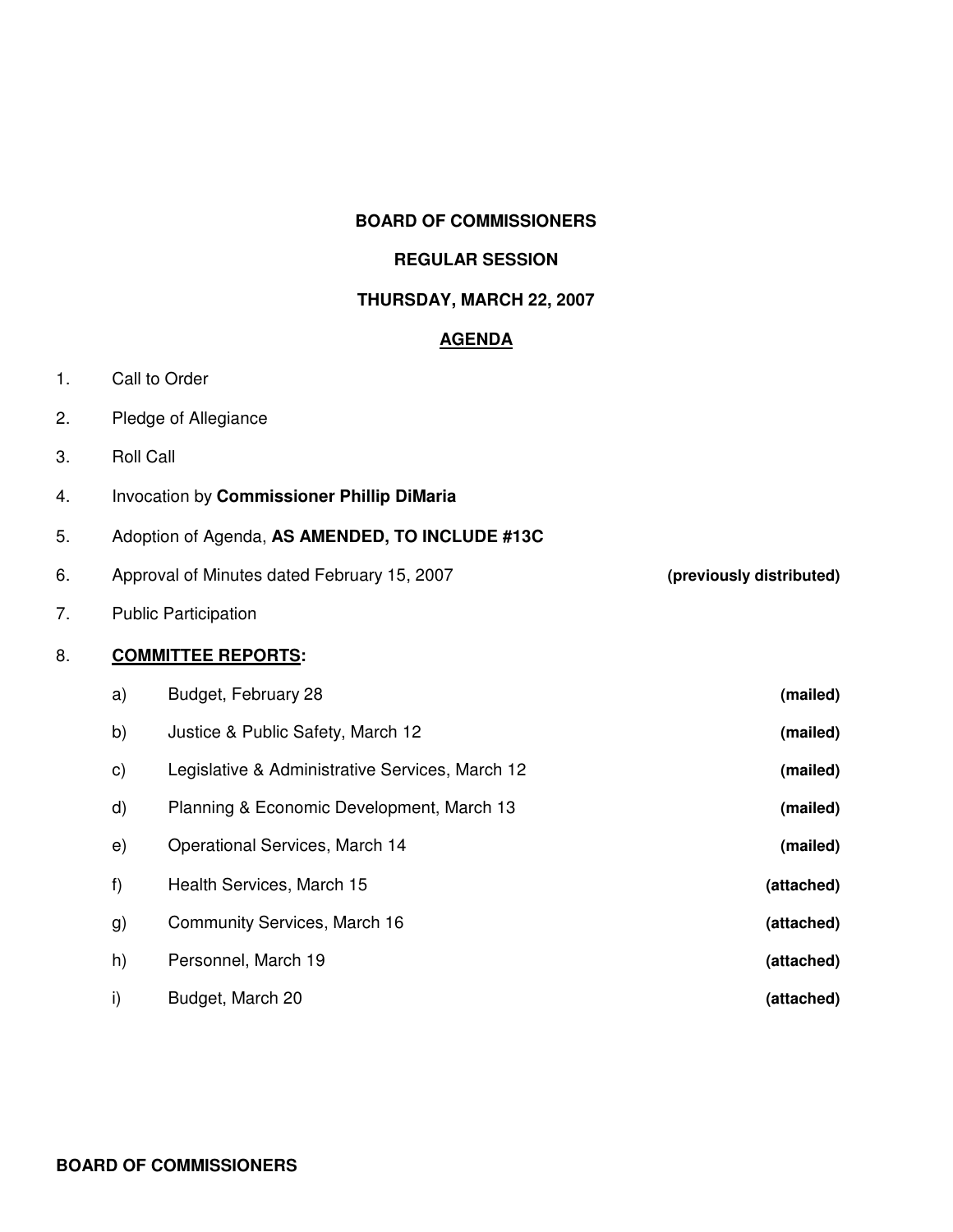# BOARD OF COMMISSIONERS

## REGULAR SESSION

## THURSDAY, MARCH 22, 2007

## AGENDA

1. Call to Order
2. Pledge of Allegiance
3. Roll Call
4. Invocation by **Commissioner Phillip DiMaria**
5. Adoption of Agenda, **AS AMENDED, TO INCLUDE #13C**
6. Approval of Minutes dated February 15, 2007 **(previously distributed)**
7. Public Participation
8. **COMMITTEE REPORTS:**
   a) Budget, February 28 **(mailed)**
   b) Justice & Public Safety, March 12 **(mailed)**
   c) Legislative & Administrative Services, March 12 **(mailed)**
   d) Planning & Economic Development, March 13 **(mailed)**
   e) Operational Services, March 14 **(mailed)**
   f) Health Services, March 15 **(attached)**
   g) Community Services, March 16 **(attached)**
   h) Personnel, March 19 **(attached)**
   i) Budget, March 20 **(attached)**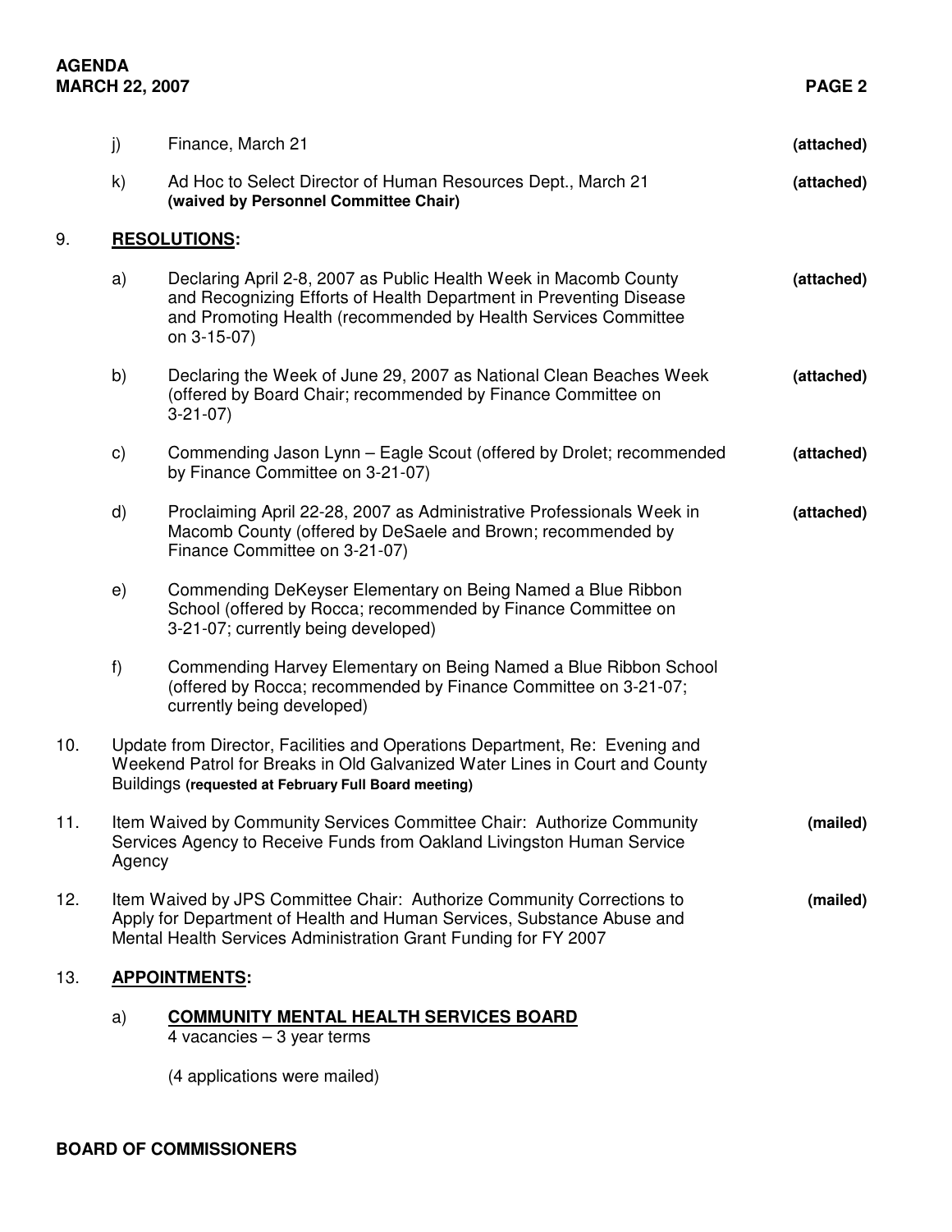j) Finance, March 21 **(attached)**

k) Ad Hoc to Select Director of Human Resources Dept., March 21 **(waived by Personnel Committee Chair)** **(attached)**

9. **RESOLUTIONS:**

   a) Declaring April 2-8, 2007 as Public Health Week in Macomb County and Recognizing Efforts of Health Department in Preventing Disease and Promoting Health (recommended by Health Services Committee on 3-15-07) **(attached)**

   b) Declaring the Week of June 29, 2007 as National Clean Beaches Week (offered by Board Chair; recommended by Finance Committee on 3-21-07) **(attached)**

   c) Commending Jason Lynn – Eagle Scout (offered by Drolet; recommended by Finance Committee on 3-21-07) **(attached)**

   d) Proclaiming April 22-28, 2007 as Administrative Professionals Week in Macomb County (offered by DeSaele and Brown; recommended by Finance Committee on 3-21-07) **(attached)**

   e) Commending DeKeyser Elementary on Being Named a Blue Ribbon School (offered by Rocca; recommended by Finance Committee on 3-21-07; currently being developed)

   f) Commending Harvey Elementary on Being Named a Blue Ribbon School (offered by Rocca; recommended by Finance Committee on 3-21-07; currently being developed)

10. Update from Director, Facilities and Operations Department, Re: Evening and Weekend Patrol for Breaks in Old Galvanized Water Lines in Court and County Buildings **(requested at February Full Board meeting)**

11. Item Waived by Community Services Committee Chair: Authorize Community Services Agency to Receive Funds from Oakland Livingston Human Service Agency **(mailed)**

12. Item Waived by JPS Committee Chair: Authorize Community Corrections to Apply for Department of Health and Human Services, Substance Abuse and Mental Health Services Administration Grant Funding for FY 2007 **(mailed)**

13. **APPOINTMENTS:**

   a) **COMMUNITY MENTAL HEALTH SERVICES BOARD**
   4 vacancies – 3 year terms

   (4 applications were mailed)

**BOARD OF COMMISSIONERS**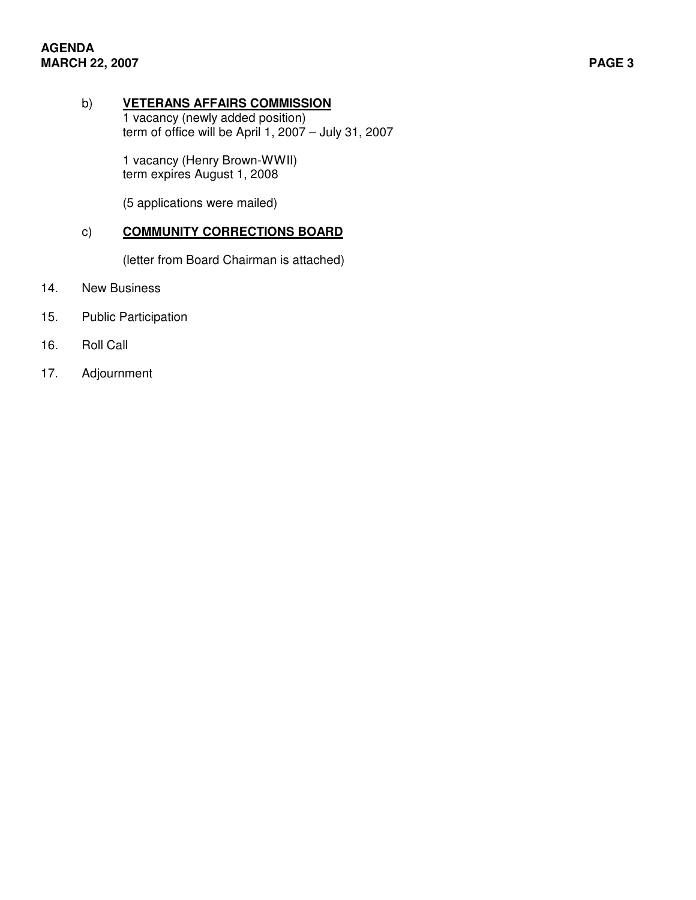b) **VETERANS AFFAIRS COMMISSION**

1 vacancy (newly added position)
term of office will be April 1, 2007 – July 31, 2007

1 vacancy (Henry Brown-WWII)
term expires August 1, 2008

(5 applications were mailed)

c) **COMMUNITY CORRECTIONS BOARD**

(letter from Board Chairman is attached)

14. New Business
15. Public Participation
16. Roll Call
17. Adjournment